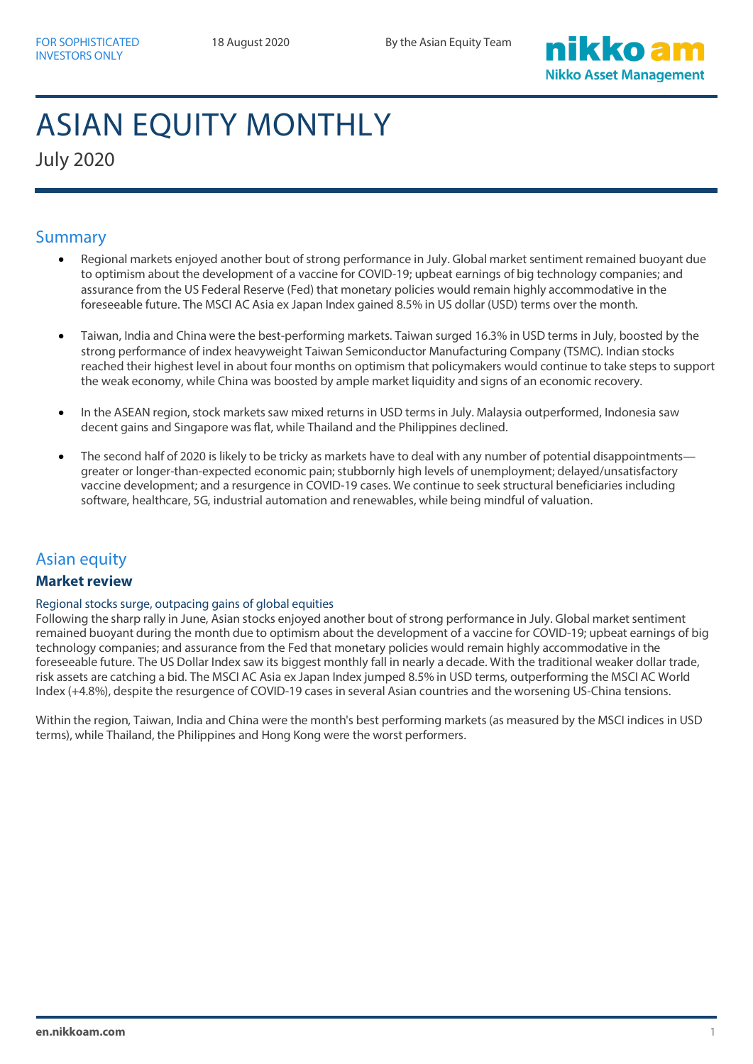FOR SOPHISTICATED INVESTORS ONLY

18 August 2020

By the Asian Equity Team

# ASIAN EQUITY MONTHLY

July 2020

## Summary

- Regional markets enjoyed another bout of strong performance in July. Global market sentiment remained buoyant due to optimism about the development of a vaccine for COVID-19; upbeat earnings of big technology companies; and assurance from the US Federal Reserve (Fed) that monetary policies would remain highly accommodative in the foreseeable future. The MSCI AC Asia ex Japan Index gained 8.5% in US dollar (USD) terms over the month.

- Taiwan, India and China were the best-performing markets. Taiwan surged 16.3% in USD terms in July, boosted by the strong performance of index heavyweight Taiwan Semiconductor Manufacturing Company (TSMC). Indian stocks reached their highest level in about four months on optimism that policymakers would continue to take steps to support the weak economy, while China was boosted by ample market liquidity and signs of an economic recovery.

- In the ASEAN region, stock markets saw mixed returns in USD terms in July. Malaysia outperformed, Indonesia saw decent gains and Singapore was flat, while Thailand and the Philippines declined.

- The second half of 2020 is likely to be tricky as markets have to deal with any number of potential disappointments—greater or longer-than-expected economic pain; stubbornly high levels of unemployment; delayed/unsatisfactory vaccine development; and a resurgence in COVID-19 cases. We continue to seek structural beneficiaries including software, healthcare, 5G, industrial automation and renewables, while being mindful of valuation.

## Asian equity

### Market review

#### Regional stocks surge, outpacing gains of global equities

Following the sharp rally in June, Asian stocks enjoyed another bout of strong performance in July. Global market sentiment remained buoyant during the month due to optimism about the development of a vaccine for COVID-19; upbeat earnings of big technology companies; and assurance from the Fed that monetary policies would remain highly accommodative in the foreseeable future. The US Dollar Index saw its biggest monthly fall in nearly a decade. With the traditional weaker dollar trade, risk assets are catching a bid. The MSCI AC Asia ex Japan Index jumped 8.5% in USD terms, outperforming the MSCI AC World Index (+4.8%), despite the resurgence of COVID-19 cases in several Asian countries and the worsening US-China tensions.

Within the region, Taiwan, India and China were the month's best performing markets (as measured by the MSCI indices in USD terms), while Thailand, the Philippines and Hong Kong were the worst performers.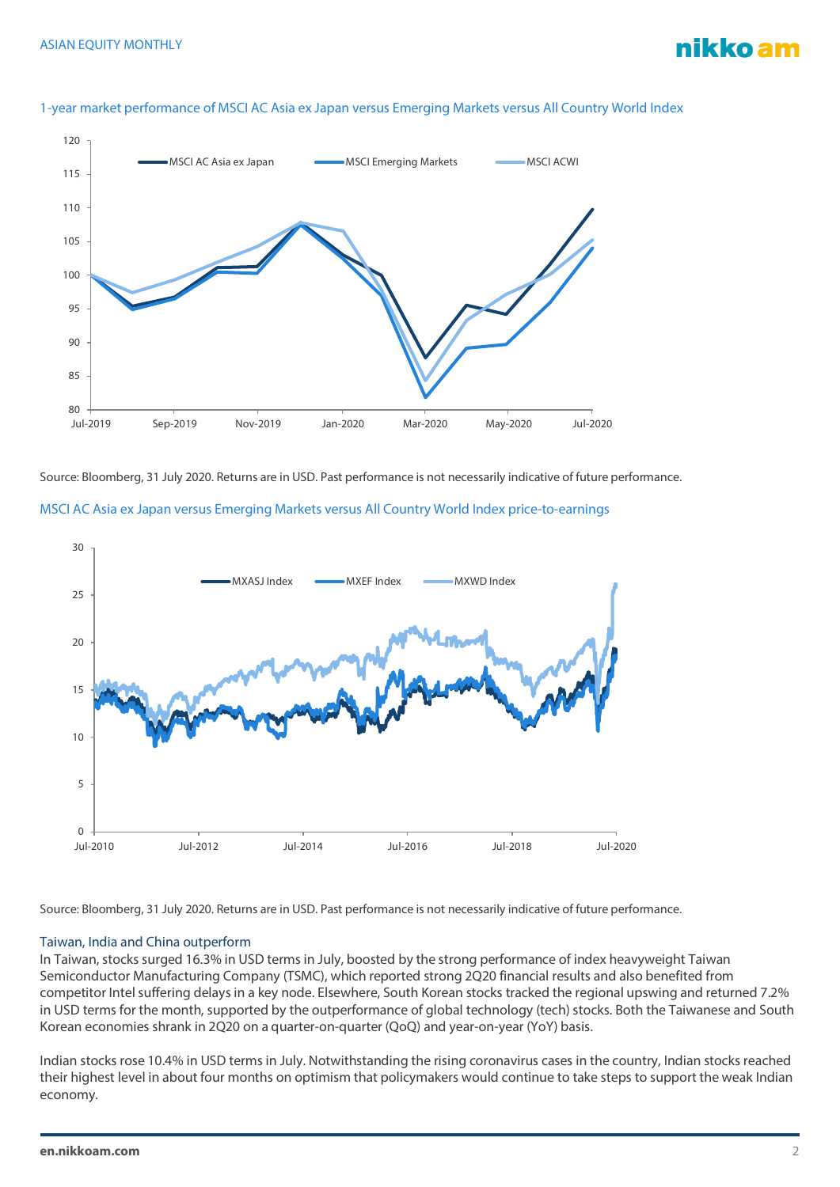1-year market performance of MSCI AC Asia ex Japan versus Emerging Markets versus All Country World Index

Source: Bloomberg, 31 July 2020. Returns are in USD. Past performance is not necessarily indicative of future performance.

MSCI AC Asia ex Japan versus Emerging Markets versus All Country World Index price-to-earnings

Source: Bloomberg, 31 July 2020. Returns are in USD. Past performance is not necessarily indicative of future performance.

### Taiwan, India and China outperform

In Taiwan, stocks surged 16.3% in USD terms in July, boosted by the strong performance of index heavyweight Taiwan Semiconductor Manufacturing Company (TSMC), which reported strong 2Q20 financial results and also benefited from competitor Intel suffering delays in a key node. Elsewhere, South Korean stocks tracked the regional upswing and returned 7.2% in USD terms for the month, supported by the outperformance of global technology (tech) stocks. Both the Taiwanese and South Korean economies shrank in 2Q20 on a quarter-on-quarter (QoQ) and year-on-year (YoY) basis.

Indian stocks rose 10.4% in USD terms in July. Notwithstanding the rising coronavirus cases in the country, Indian stocks reached their highest level in about four months on optimism that policymakers would continue to take steps to support the weak Indian economy.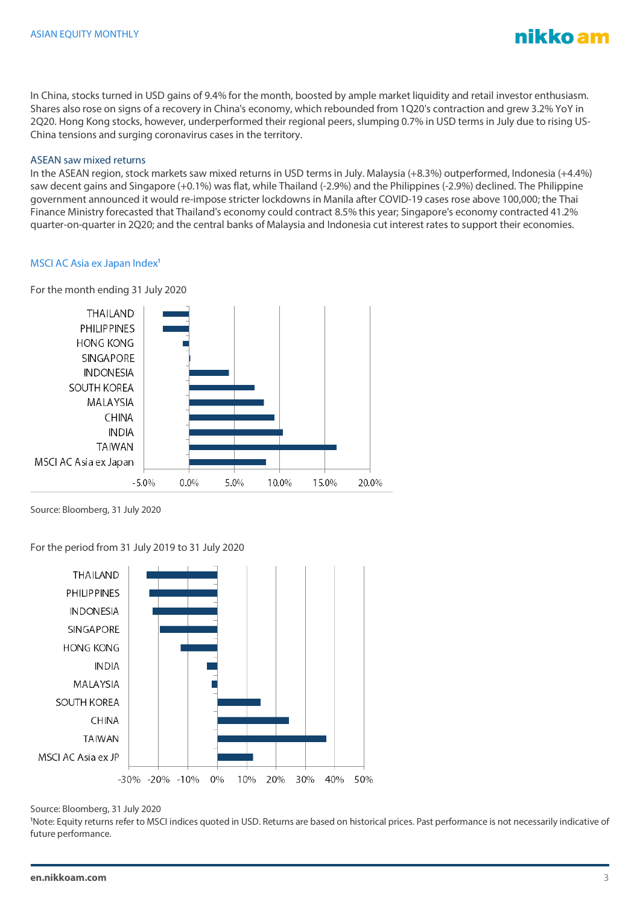In China, stocks turned in USD gains of 9.4% for the month, boosted by ample market liquidity and retail investor enthusiasm. Shares also rose on signs of a recovery in China's economy, which rebounded from 1Q20's contraction and grew 3.2% YoY in 2Q20. Hong Kong stocks, however, underperformed their regional peers, slumping 0.7% in USD terms in July due to rising US-China tensions and surging coronavirus cases in the territory.

### ASEAN saw mixed returns

In the ASEAN region, stock markets saw mixed returns in USD terms in July. Malaysia (+8.3%) outperformed, Indonesia (+4.4%) saw decent gains and Singapore (+0.1%) was flat, while Thailand (-2.9%) and the Philippines (-2.9%) declined. The Philippine government announced it would re-impose stricter lockdowns in Manila after COVID-19 cases rose above 100,000; the Thai Finance Ministry forecasted that Thailand's economy could contract 8.5% this year; Singapore's economy contracted 41.2% quarter-on-quarter in 2Q20; and the central banks of Malaysia and Indonesia cut interest rates to support their economies.

### MSCI AC Asia ex Japan Index[1]

For the month ending 31 July 2020

Source: Bloomberg, 31 July 2020

For the period from 31 July 2019 to 31 July 2020

Source: Bloomberg, 31 July 2020

[1]Note: Equity returns refer to MSCI indices quoted in USD. Returns are based on historical prices. Past performance is not necessarily indicative of future performance.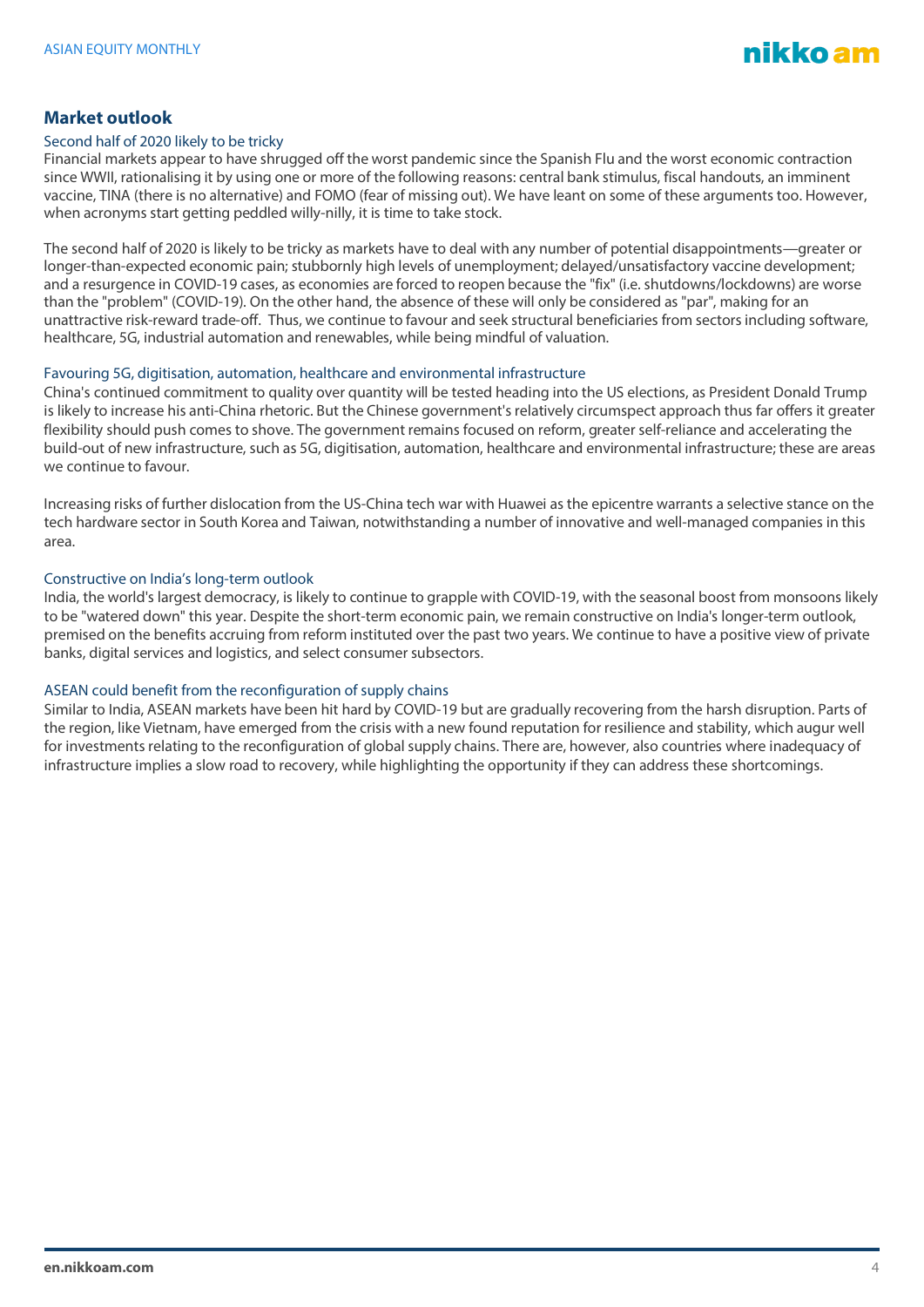## Market outlook

### Second half of 2020 likely to be tricky

Financial markets appear to have shrugged off the worst pandemic since the Spanish Flu and the worst economic contraction since WWII, rationalising it by using one or more of the following reasons: central bank stimulus, fiscal handouts, an imminent vaccine, TINA (there is no alternative) and FOMO (fear of missing out). We have leant on some of these arguments too. However, when acronyms start getting peddled willy-nilly, it is time to take stock.

The second half of 2020 is likely to be tricky as markets have to deal with any number of potential disappointments—greater or longer-than-expected economic pain; stubbornly high levels of unemployment; delayed/unsatisfactory vaccine development; and a resurgence in COVID-19 cases, as economies are forced to reopen because the "fix" (i.e. shutdowns/lockdowns) are worse than the "problem" (COVID-19). On the other hand, the absence of these will only be considered as "par", making for an unattractive risk-reward trade-off. Thus, we continue to favour and seek structural beneficiaries from sectors including software, healthcare, 5G, industrial automation and renewables, while being mindful of valuation.

### Favouring 5G, digitisation, automation, healthcare and environmental infrastructure

China's continued commitment to quality over quantity will be tested heading into the US elections, as President Donald Trump is likely to increase his anti-China rhetoric. But the Chinese government's relatively circumspect approach thus far offers it greater flexibility should push come to shove. The government remains focused on reform, greater self-reliance and accelerating the build-out of new infrastructure, such as 5G, digitisation, automation, healthcare and environmental infrastructure; these are areas we continue to favour.

Increasing risks of further dislocation from the US-China tech war with Huawei as the epicentre warrants a selective stance on the tech hardware sector in South Korea and Taiwan, notwithstanding a number of innovative and well-managed companies in this area.

### Constructive on India's long-term outlook

India, the world's largest democracy, is likely to continue to grapple with COVID-19, with the seasonal boost from monsoons likely to be "watered down" this year. Despite the short-term economic pain, we remain constructive on India's longer-term outlook, premised on the benefits accruing from reform instituted over the past two years. We continue to have a positive view of private banks, digital services and logistics, and select consumer subsectors.

### ASEAN could benefit from the reconfiguration of supply chains

Similar to India, ASEAN markets have been hit hard by COVID-19 but are gradually recovering from the harsh disruption. Parts of the region, like Vietnam, have emerged from the crisis with a new found reputation for resilience and stability, which augur well for investments relating to the reconfiguration of global supply chains. There are, however, also countries where inadequacy of infrastructure implies a slow road to recovery, while highlighting the opportunity if they can address these shortcomings.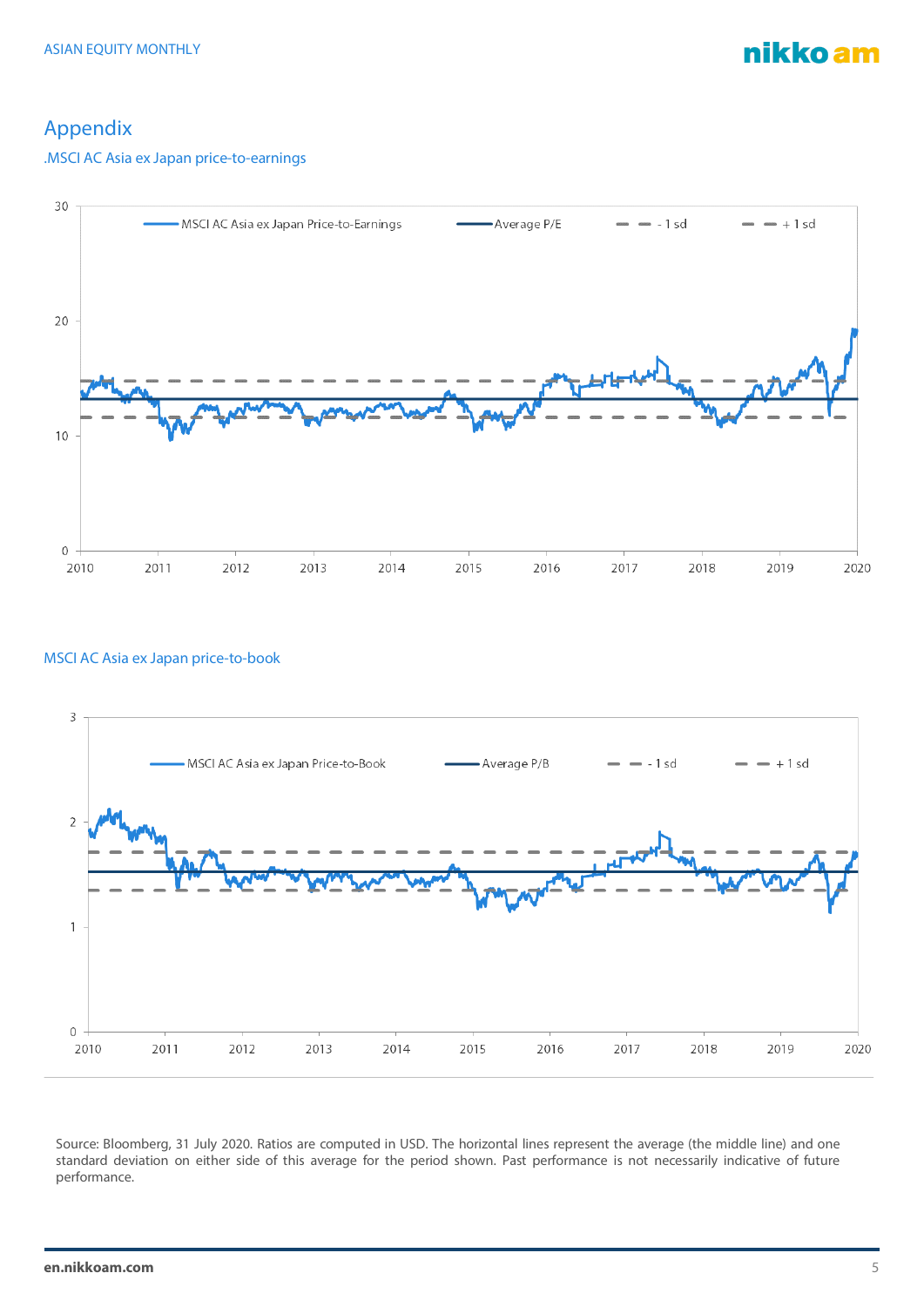## Appendix

.MSCI AC Asia ex Japan price-to-earnings

MSCI AC Asia ex Japan price-to-book

Source: Bloomberg, 31 July 2020. Ratios are computed in USD. The horizontal lines represent the average (the middle line) and one standard deviation on either side of this average for the period shown. Past performance is not necessarily indicative of future performance.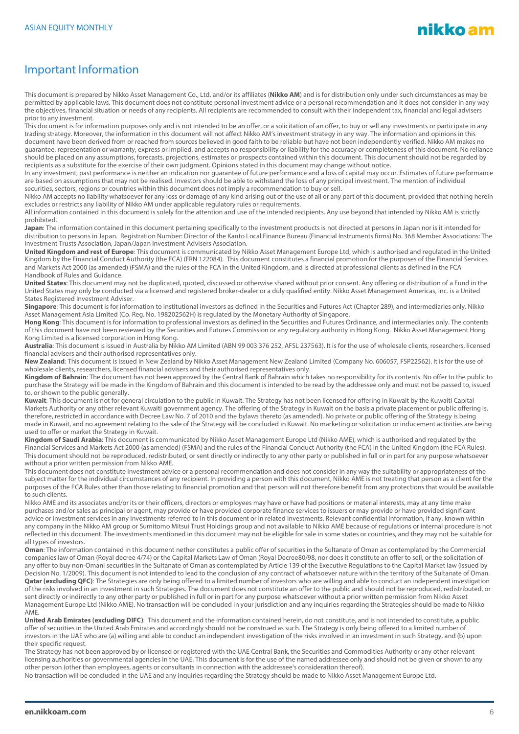# Important Information

This document is prepared by Nikko Asset Management Co., Ltd. and/or its affiliates (**Nikko AM**) and is for distribution only under such circumstances as may be permitted by applicable laws. This document does not constitute personal investment advice or a personal recommendation and it does not consider in any way the objectives, financial situation or needs of any recipients. All recipients are recommended to consult with their independent tax, financial and legal advisers prior to any investment.

This document is for information purposes only and is not intended to be an offer, or a solicitation of an offer, to buy or sell any investments or participate in any trading strategy. Moreover, the information in this document will not affect Nikko AM's investment strategy in any way. The information and opinions in this document have been derived from or reached from sources believed in good faith to be reliable but have not been independently verified. Nikko AM makes no guarantee, representation or warranty, express or implied, and accepts no responsibility or liability for the accuracy or completeness of this document. No reliance should be placed on any assumptions, forecasts, projections, estimates or prospects contained within this document. This document should not be regarded by recipients as a substitute for the exercise of their own judgment. Opinions stated in this document may change without notice.

In any investment, past performance is neither an indication nor guarantee of future performance and a loss of capital may occur. Estimates of future performance are based on assumptions that may not be realised. Investors should be able to withstand the loss of any principal investment. The mention of individual securities, sectors, regions or countries within this document does not imply a recommendation to buy or sell.

Nikko AM accepts no liability whatsoever for any loss or damage of any kind arising out of the use of all or any part of this document, provided that nothing herein excludes or restricts any liability of Nikko AM under applicable regulatory rules or requirements.

All information contained in this document is solely for the attention and use of the intended recipients. Any use beyond that intended by Nikko AM is strictly prohibited.

**Japan**: The information contained in this document pertaining specifically to the investment products is not directed at persons in Japan nor is it intended for distribution to persons in Japan. Registration Number: Director of the Kanto Local Finance Bureau (Financial Instruments firms) No. 368 Member Associations: The Investment Trusts Association, Japan/Japan Investment Advisers Association.

**United Kingdom and rest of Europe**: This document is communicated by Nikko Asset Management Europe Ltd, which is authorised and regulated in the United Kingdom by the Financial Conduct Authority (the FCA) (FRN 122084). This document constitutes a financial promotion for the purposes of the Financial Services and Markets Act 2000 (as amended) (FSMA) and the rules of the FCA in the United Kingdom, and is directed at professional clients as defined in the FCA Handbook of Rules and Guidance.

**United States**: This document may not be duplicated, quoted, discussed or otherwise shared without prior consent. Any offering or distribution of a Fund in the United States may only be conducted via a licensed and registered broker-dealer or a duly qualified entity. Nikko Asset Management Americas, Inc. is a United States Registered Investment Adviser.

**Singapore**: This document is for information to institutional investors as defined in the Securities and Futures Act (Chapter 289), and intermediaries only. Nikko Asset Management Asia Limited (Co. Reg. No. 198202562H) is regulated by the Monetary Authority of Singapore.

**Hong Kong**: This document is for information to professional investors as defined in the Securities and Futures Ordinance, and intermediaries only. The contents of this document have not been reviewed by the Securities and Futures Commission or any regulatory authority in Hong Kong. Nikko Asset Management Hong Kong Limited is a licensed corporation in Hong Kong.

**Australia**: This document is issued in Australia by Nikko AM Limited (ABN 99 003 376 252, AFSL 237563). It is for the use of wholesale clients, researchers, licensed financial advisers and their authorised representatives only.

**New Zealand**: This document is issued in New Zealand by Nikko Asset Management New Zealand Limited (Company No. 606057, FSP22562). It is for the use of wholesale clients, researchers, licensed financial advisers and their authorised representatives only.

**Kingdom of Bahrain**: The document has not been approved by the Central Bank of Bahrain which takes no responsibility for its contents. No offer to the public to purchase the Strategy will be made in the Kingdom of Bahrain and this document is intended to be read by the addressee only and must not be passed to, issued to, or shown to the public generally.

**Kuwait**: This document is not for general circulation to the public in Kuwait. The Strategy has not been licensed for offering in Kuwait by the Kuwaiti Capital Markets Authority or any other relevant Kuwaiti government agency. The offering of the Strategy in Kuwait on the basis a private placement or public offering is, therefore, restricted in accordance with Decree Law No. 7 of 2010 and the bylaws thereto (as amended). No private or public offering of the Strategy is being made in Kuwait, and no agreement relating to the sale of the Strategy will be concluded in Kuwait. No marketing or solicitation or inducement activities are being used to offer or market the Strategy in Kuwait.

**Kingdom of Saudi Arabia**: This document is communicated by Nikko Asset Management Europe Ltd (Nikko AME), which is authorised and regulated by the Financial Services and Markets Act 2000 (as amended) (FSMA) and the rules of the Financial Conduct Authority (the FCA) in the United Kingdom (the FCA Rules). This document should not be reproduced, redistributed, or sent directly or indirectly to any other party or published in full or in part for any purpose whatsoever without a prior written permission from Nikko AME.

This document does not constitute investment advice or a personal recommendation and does not consider in any way the suitability or appropriateness of the subject matter for the individual circumstances of any recipient. In providing a person with this document, Nikko AME is not treating that person as a client for the purposes of the FCA Rules other than those relating to financial promotion and that person will not therefore benefit from any protections that would be available to such clients.

Nikko AME and its associates and/or its or their officers, directors or employees may have or have had positions or material interests, may at any time make purchases and/or sales as principal or agent, may provide or have provided corporate finance services to issuers or may provide or have provided significant advice or investment services in any investments referred to in this document or in related investments. Relevant confidential information, if any, known within any company in the Nikko AM group or Sumitomo Mitsui Trust Holdings group and not available to Nikko AME because of regulations or internal procedure is not reflected in this document. The investments mentioned in this document may not be eligible for sale in some states or countries, and they may not be suitable for all types of investors.

**Oman**: The information contained in this document nether constitutes a public offer of securities in the Sultanate of Oman as contemplated by the Commercial companies law of Oman (Royal decree 4/74) or the Capital Markets Law of Oman (Royal Decree80/98, nor does it constitute an offer to sell, or the solicitation of any offer to buy non-Omani securities in the Sultanate of Oman as contemplated by Article 139 of the Executive Regulations to the Capital Market law (issued by Decision No. 1/2009). This document is not intended to lead to the conclusion of any contract of whatsoever nature within the territory of the Sultanate of Oman.

**Qatar (excluding QFC)**: The Strategies are only being offered to a limited number of investors who are willing and able to conduct an independent investigation of the risks involved in an investment in such Strategies. The document does not constitute an offer to the public and should not be reproduced, redistributed, or sent directly or indirectly to any other party or published in full or in part for any purpose whatsoever without a prior written permission from Nikko Asset Management Europe Ltd (Nikko AME). No transaction will be concluded in your jurisdiction and any inquiries regarding the Strategies should be made to Nikko AME.

**United Arab Emirates (excluding DIFC)**: This document and the information contained herein, do not constitute, and is not intended to constitute, a public offer of securities in the United Arab Emirates and accordingly should not be construed as such. The Strategy is only being offered to a limited number of investors in the UAE who are (a) willing and able to conduct an independent investigation of the risks involved in an investment in such Strategy, and (b) upon their specific request.

The Strategy has not been approved by or licensed or registered with the UAE Central Bank, the Securities and Commodities Authority or any other relevant licensing authorities or governmental agencies in the UAE. This document is for the use of the named addressee only and should not be given or shown to any other person (other than employees, agents or consultants in connection with the addressee's consideration thereof).

No transaction will be concluded in the UAE and any inquiries regarding the Strategy should be made to Nikko Asset Management Europe Ltd.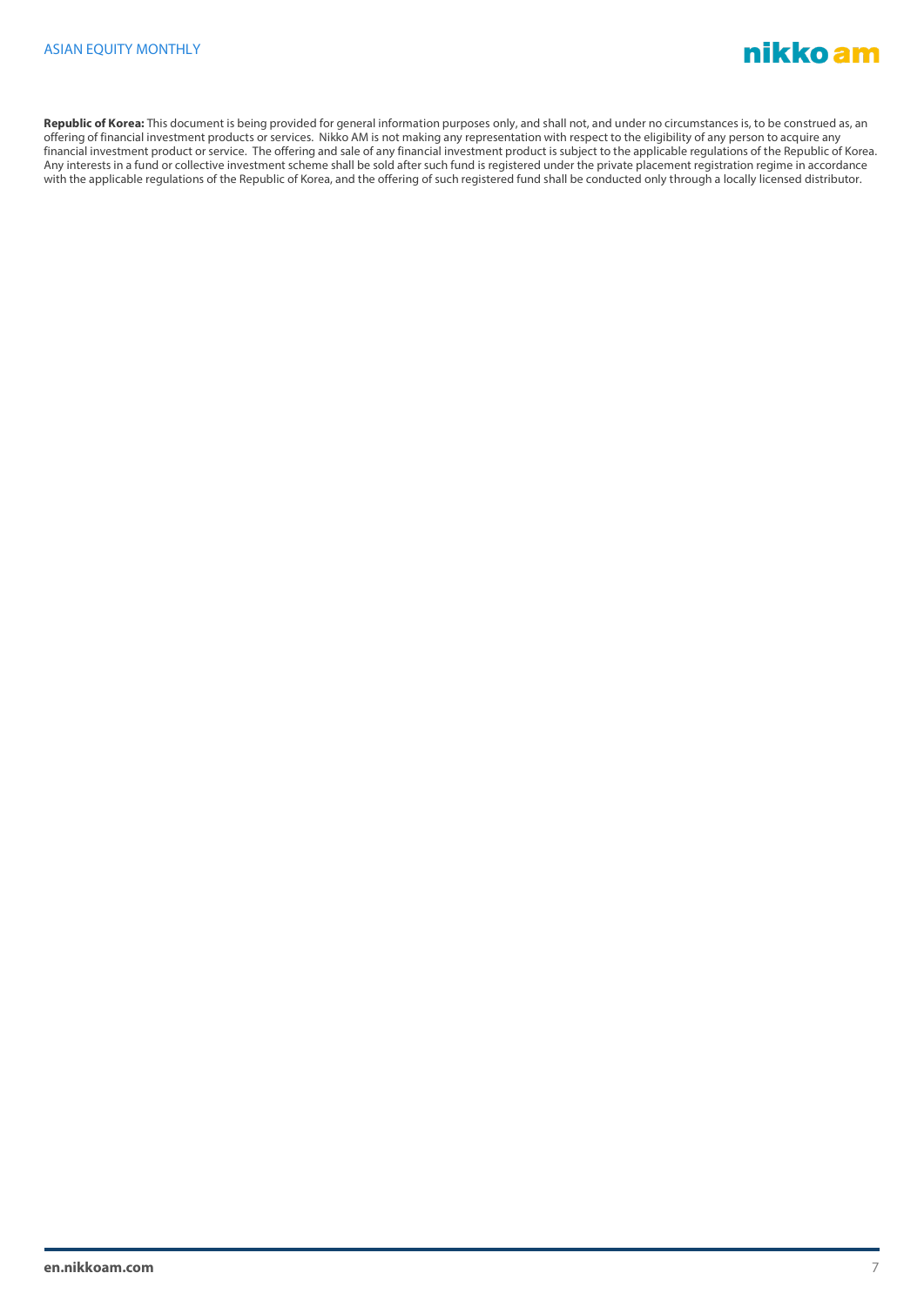**Republic of Korea:** This document is being provided for general information purposes only, and shall not, and under no circumstances is, to be construed as, an offering of financial investment products or services. Nikko AM is not making any representation with respect to the eligibility of any person to acquire any financial investment product or service. The offering and sale of any financial investment product is subject to the applicable regulations of the Republic of Korea. Any interests in a fund or collective investment scheme shall be sold after such fund is registered under the private placement registration regime in accordance with the applicable regulations of the Republic of Korea, and the offering of such registered fund shall be conducted only through a locally licensed distributor.